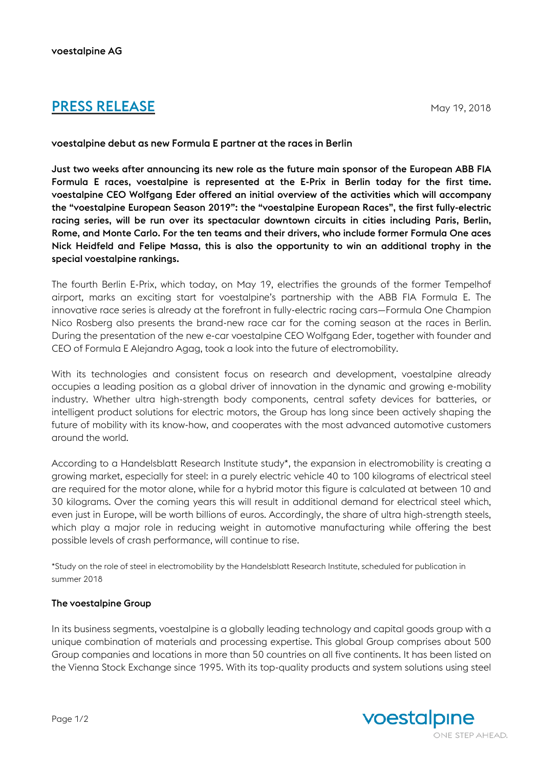voestalpine AG

# PRESS RELEASE

May 19, 2018

**voestalpine debut as new Formula E partner at the races in Berlin**

**Just two weeks after announcing its new role as the future main sponsor of the European ABB FIA Formula E races, voestalpine is represented at the E-Prix in Berlin today for the first time. voestalpine CEO Wolfgang Eder offered an initial overview of the activities which will accompany the "voestalpine European Season 2019": the "voestalpine European Races", the first fully-electric racing series, will be run over its spectacular downtown circuits in cities including Paris, Berlin, Rome, and Monte Carlo. For the ten teams and their drivers, who include former Formula One aces Nick Heidfeld and Felipe Massa, this is also the opportunity to win an additional trophy in the special voestalpine rankings.**

The fourth Berlin E-Prix, which today, on May 19, electrifies the grounds of the former Tempelhof airport, marks an exciting start for voestalpine's partnership with the ABB FIA Formula E. The innovative race series is already at the forefront in fully-electric racing cars—Formula One Champion Nico Rosberg also presents the brand-new race car for the coming season at the races in Berlin. During the presentation of the new e-car voestalpine CEO Wolfgang Eder, together with founder and CEO of Formula E Alejandro Agag, took a look into the future of electromobility.

With its technologies and consistent focus on research and development, voestalpine already occupies a leading position as a global driver of innovation in the dynamic and growing e-mobility industry. Whether ultra high-strength body components, central safety devices for batteries, or intelligent product solutions for electric motors, the Group has long since been actively shaping the future of mobility with its know-how, and cooperates with the most advanced automotive customers around the world.

According to a Handelsblatt Research Institute study*, the expansion in electromobility is creating a growing market, especially for steel: in a purely electric vehicle 40 to 100 kilograms of electrical steel are required for the motor alone, while for a hybrid motor this figure is calculated at between 10 and 30 kilograms. Over the coming years this will result in additional demand for electrical steel which, even just in Europe, will be worth billions of euros. Accordingly, the share of ultra high-strength steels, which play a major role in reducing weight in automotive manufacturing while offering the best possible levels of crash performance, will continue to rise.

*Study on the role of steel in electromobility by the Handelsblatt Research Institute, scheduled for publication in summer 2018

**The voestalpine Group**

In its business segments, voestalpine is a globally leading technology and capital goods group with a unique combination of materials and processing expertise. This global Group comprises about 500 Group companies and locations in more than 50 countries on all five continents. It has been listed on the Vienna Stock Exchange since 1995. With its top-quality products and system solutions using steel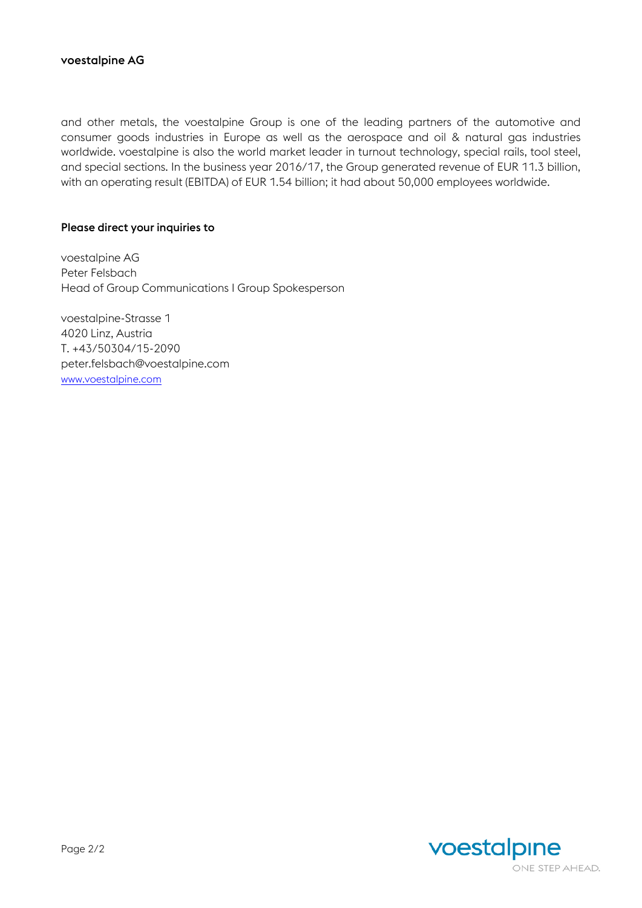and other metals, the voestalpine Group is one of the leading partners of the automotive and consumer goods industries in Europe as well as the aerospace and oil & natural gas industries worldwide. voestalpine is also the world market leader in turnout technology, special rails, tool steel, and special sections. In the business year 2016/17, the Group generated revenue of EUR 11.3 billion, with an operating result (EBITDA) of EUR 1.54 billion; it had about 50,000 employees worldwide.

**Please direct your inquiries to**

voestalpine AG
Peter Felsbach
Head of Group Communications I Group Spokesperson

voestalpine-Strasse 1
4020 Linz, Austria
T. +43/50304/15-2090
peter.felsbach@voestalpine.com
www.voestalpine.com